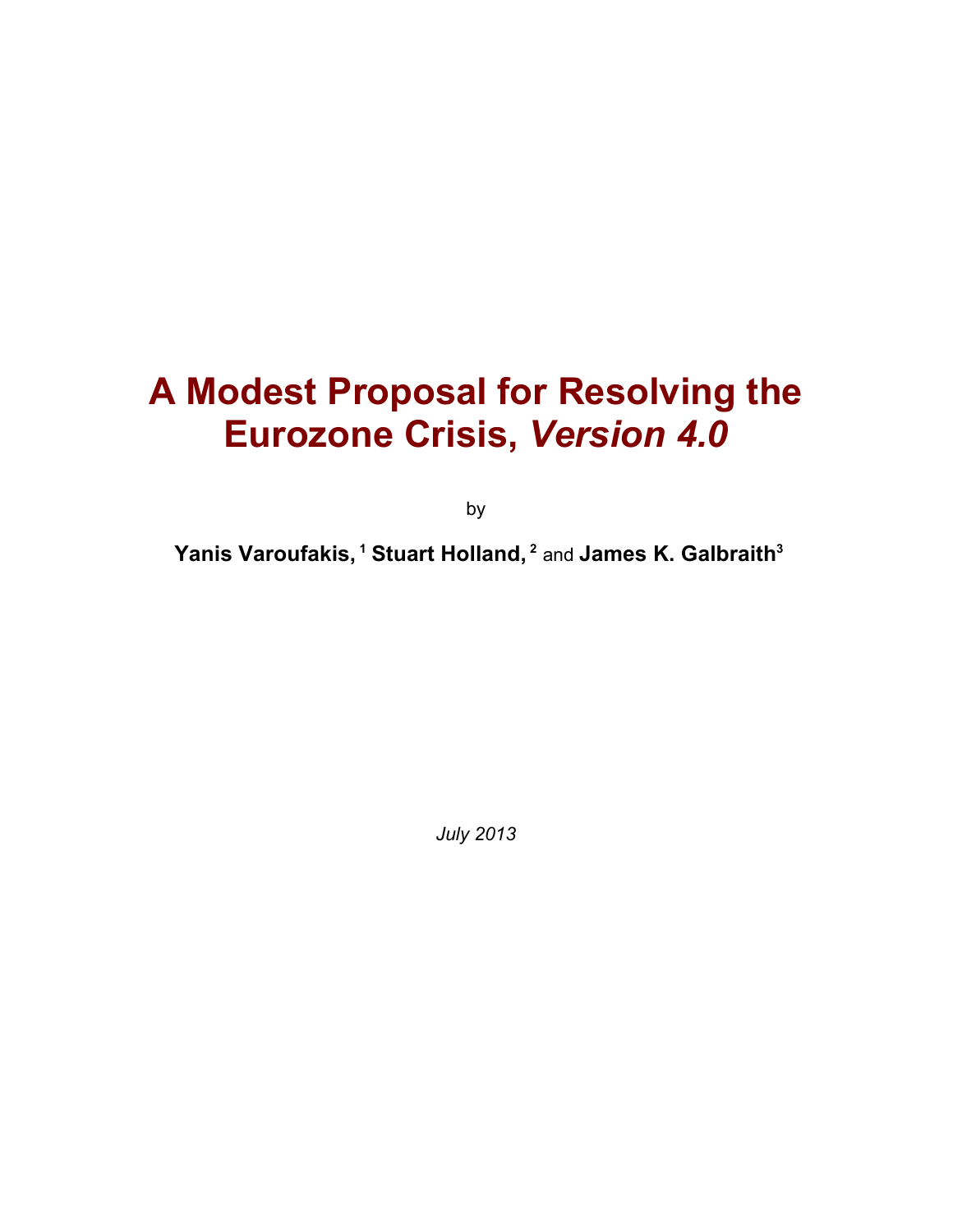# A Modest Proposal for Resolving the Eurozone Crisis, *Version 4.0*

by

**Yanis Varoufakis,** [1] **Stuart Holland,** [2] and **James K. Galbraith**[3]

*July 2013*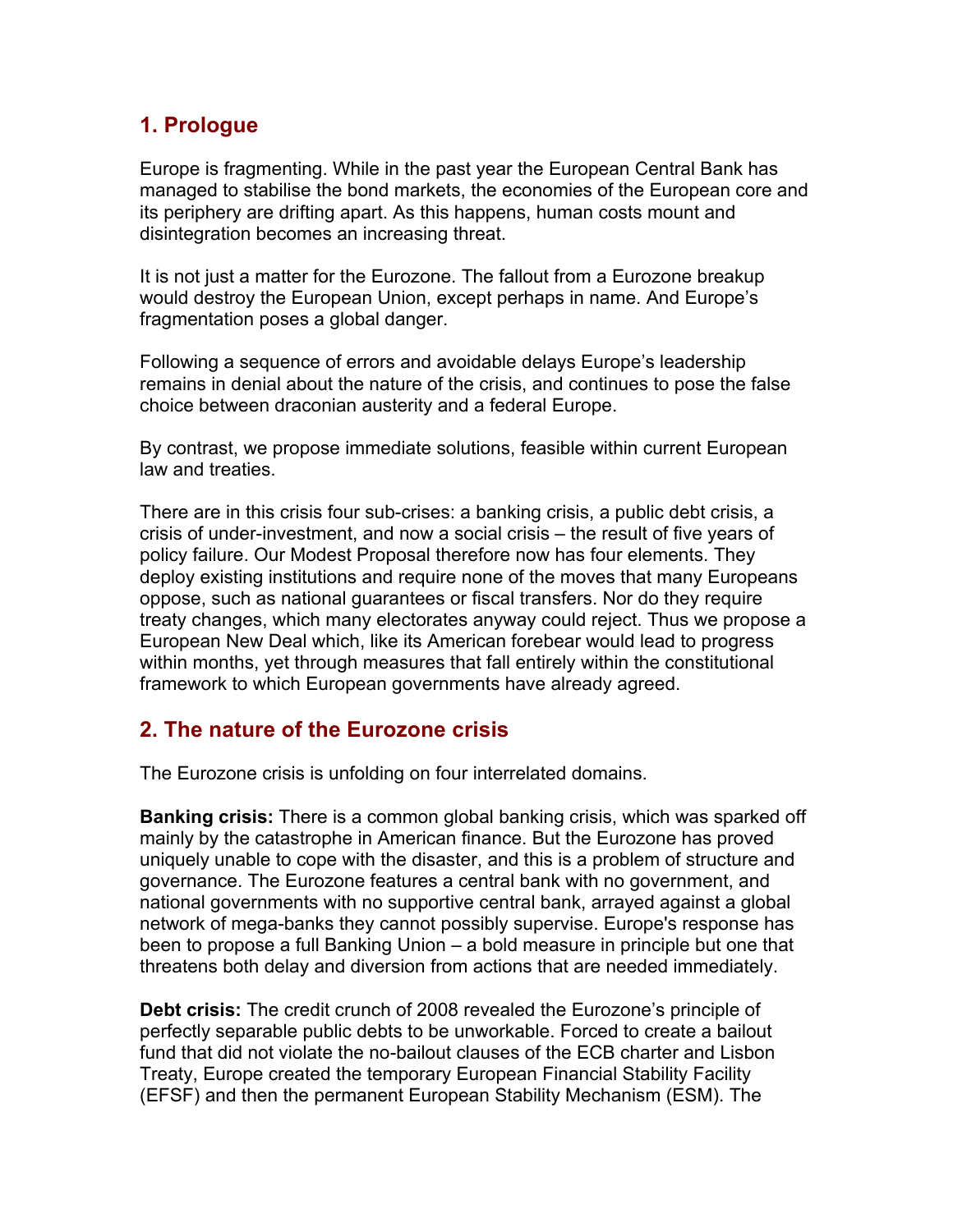## 1. Prologue

Europe is fragmenting. While in the past year the European Central Bank has managed to stabilise the bond markets, the economies of the European core and its periphery are drifting apart. As this happens, human costs mount and disintegration becomes an increasing threat.

It is not just a matter for the Eurozone. The fallout from a Eurozone breakup would destroy the European Union, except perhaps in name. And Europe's fragmentation poses a global danger.

Following a sequence of errors and avoidable delays Europe's leadership remains in denial about the nature of the crisis, and continues to pose the false choice between draconian austerity and a federal Europe.

By contrast, we propose immediate solutions, feasible within current European law and treaties.

There are in this crisis four sub-crises: a banking crisis, a public debt crisis, a crisis of under-investment, and now a social crisis – the result of five years of policy failure. Our Modest Proposal therefore now has four elements. They deploy existing institutions and require none of the moves that many Europeans oppose, such as national guarantees or fiscal transfers. Nor do they require treaty changes, which many electorates anyway could reject. Thus we propose a European New Deal which, like its American forebear would lead to progress within months, yet through measures that fall entirely within the constitutional framework to which European governments have already agreed.

## 2. The nature of the Eurozone crisis

The Eurozone crisis is unfolding on four interrelated domains.

**Banking crisis:** There is a common global banking crisis, which was sparked off mainly by the catastrophe in American finance. But the Eurozone has proved uniquely unable to cope with the disaster, and this is a problem of structure and governance. The Eurozone features a central bank with no government, and national governments with no supportive central bank, arrayed against a global network of mega-banks they cannot possibly supervise. Europe's response has been to propose a full Banking Union – a bold measure in principle but one that threatens both delay and diversion from actions that are needed immediately.

**Debt crisis:** The credit crunch of 2008 revealed the Eurozone's principle of perfectly separable public debts to be unworkable. Forced to create a bailout fund that did not violate the no-bailout clauses of the ECB charter and Lisbon Treaty, Europe created the temporary European Financial Stability Facility (EFSF) and then the permanent European Stability Mechanism (ESM). The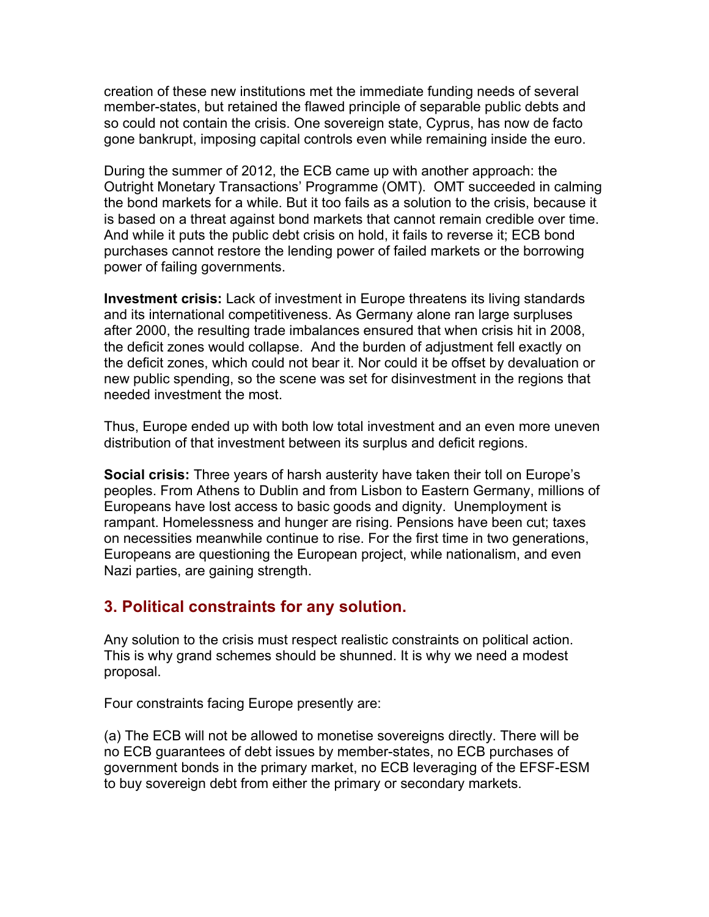creation of these new institutions met the immediate funding needs of several member-states, but retained the flawed principle of separable public debts and so could not contain the crisis. One sovereign state, Cyprus, has now de facto gone bankrupt, imposing capital controls even while remaining inside the euro.

During the summer of 2012, the ECB came up with another approach: the Outright Monetary Transactions' Programme (OMT). OMT succeeded in calming the bond markets for a while. But it too fails as a solution to the crisis, because it is based on a threat against bond markets that cannot remain credible over time. And while it puts the public debt crisis on hold, it fails to reverse it; ECB bond purchases cannot restore the lending power of failed markets or the borrowing power of failing governments.

**Investment crisis:** Lack of investment in Europe threatens its living standards and its international competitiveness. As Germany alone ran large surpluses after 2000, the resulting trade imbalances ensured that when crisis hit in 2008, the deficit zones would collapse. And the burden of adjustment fell exactly on the deficit zones, which could not bear it. Nor could it be offset by devaluation or new public spending, so the scene was set for disinvestment in the regions that needed investment the most.

Thus, Europe ended up with both low total investment and an even more uneven distribution of that investment between its surplus and deficit regions.

**Social crisis:** Three years of harsh austerity have taken their toll on Europe's peoples. From Athens to Dublin and from Lisbon to Eastern Germany, millions of Europeans have lost access to basic goods and dignity. Unemployment is rampant. Homelessness and hunger are rising. Pensions have been cut; taxes on necessities meanwhile continue to rise. For the first time in two generations, Europeans are questioning the European project, while nationalism, and even Nazi parties, are gaining strength.

## 3. Political constraints for any solution.

Any solution to the crisis must respect realistic constraints on political action. This is why grand schemes should be shunned. It is why we need a modest proposal.

Four constraints facing Europe presently are:

(a) The ECB will not be allowed to monetise sovereigns directly. There will be no ECB guarantees of debt issues by member-states, no ECB purchases of government bonds in the primary market, no ECB leveraging of the EFSF-ESM to buy sovereign debt from either the primary or secondary markets.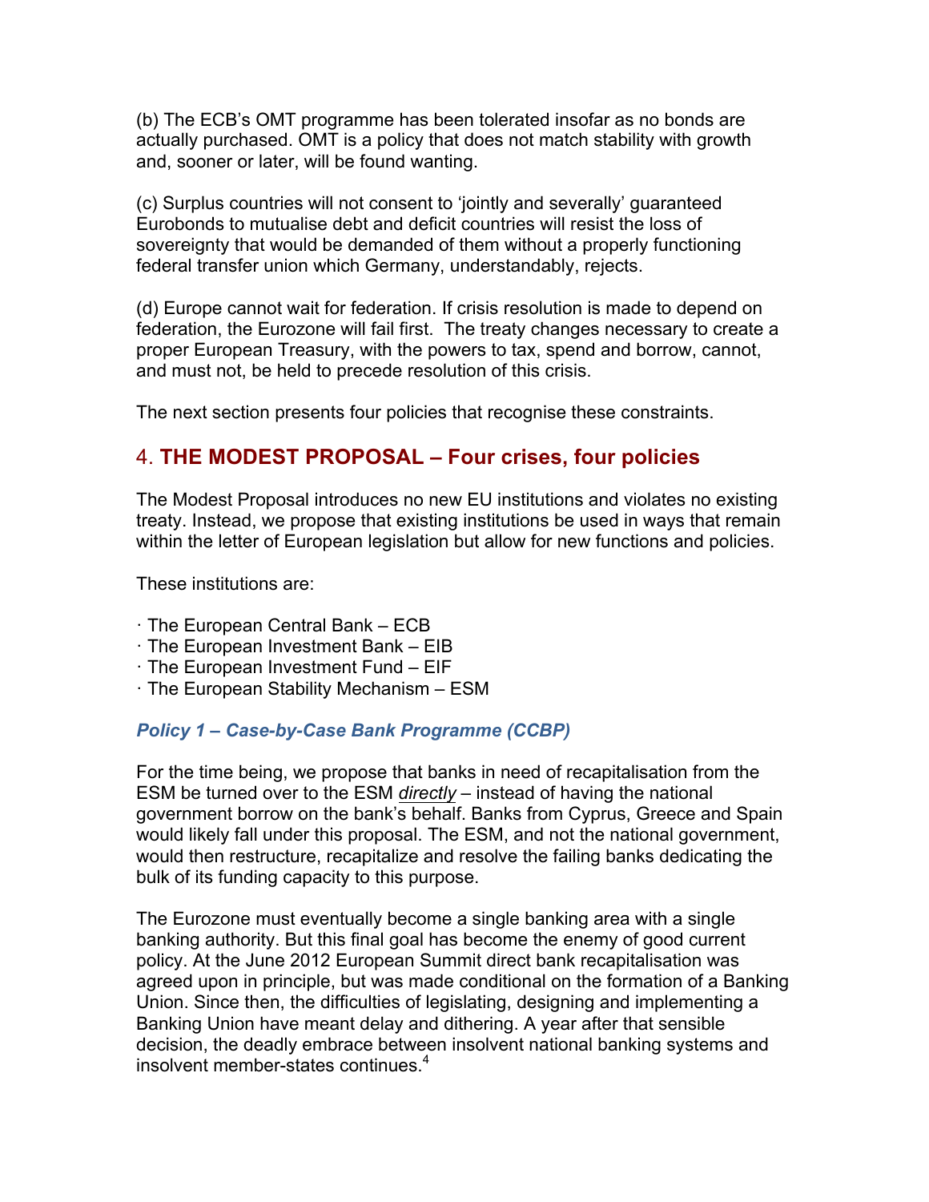(b) The ECB's OMT programme has been tolerated insofar as no bonds are actually purchased. OMT is a policy that does not match stability with growth and, sooner or later, will be found wanting.

(c) Surplus countries will not consent to 'jointly and severally' guaranteed Eurobonds to mutualise debt and deficit countries will resist the loss of sovereignty that would be demanded of them without a properly functioning federal transfer union which Germany, understandably, rejects.

(d) Europe cannot wait for federation. If crisis resolution is made to depend on federation, the Eurozone will fail first. The treaty changes necessary to create a proper European Treasury, with the powers to tax, spend and borrow, cannot, and must not, be held to precede resolution of this crisis.

The next section presents four policies that recognise these constraints.

## 4. **THE MODEST PROPOSAL – Four crises, four policies**

The Modest Proposal introduces no new EU institutions and violates no existing treaty. Instead, we propose that existing institutions be used in ways that remain within the letter of European legislation but allow for new functions and policies.

These institutions are:

· The European Central Bank – ECB
· The European Investment Bank – EIB
· The European Investment Fund – EIF
· The European Stability Mechanism – ESM

### *Policy 1 – Case-by-Case Bank Programme (CCBP)*

For the time being, we propose that banks in need of recapitalisation from the ESM be turned over to the ESM ***directly*** – instead of having the national government borrow on the bank's behalf. Banks from Cyprus, Greece and Spain would likely fall under this proposal. The ESM, and not the national government, would then restructure, recapitalize and resolve the failing banks dedicating the bulk of its funding capacity to this purpose.

The Eurozone must eventually become a single banking area with a single banking authority. But this final goal has become the enemy of good current policy. At the June 2012 European Summit direct bank recapitalisation was agreed upon in principle, but was made conditional on the formation of a Banking Union. Since then, the difficulties of legislating, designing and implementing a Banking Union have meant delay and dithering. A year after that sensible decision, the deadly embrace between insolvent national banking systems and insolvent member-states continues.[4]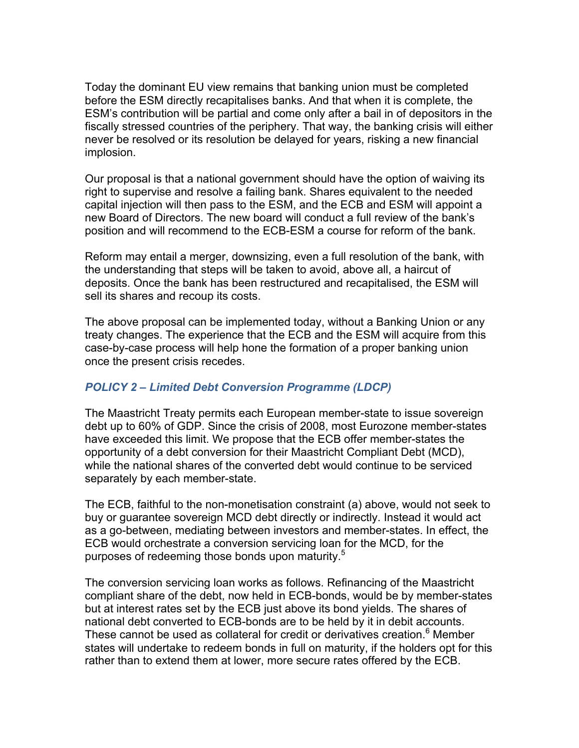Today the dominant EU view remains that banking union must be completed before the ESM directly recapitalises banks. And that when it is complete, the ESM's contribution will be partial and come only after a bail in of depositors in the fiscally stressed countries of the periphery. That way, the banking crisis will either never be resolved or its resolution be delayed for years, risking a new financial implosion.

Our proposal is that a national government should have the option of waiving its right to supervise and resolve a failing bank. Shares equivalent to the needed capital injection will then pass to the ESM, and the ECB and ESM will appoint a new Board of Directors. The new board will conduct a full review of the bank's position and will recommend to the ECB-ESM a course for reform of the bank.

Reform may entail a merger, downsizing, even a full resolution of the bank, with the understanding that steps will be taken to avoid, above all, a haircut of deposits. Once the bank has been restructured and recapitalised, the ESM will sell its shares and recoup its costs.

The above proposal can be implemented today, without a Banking Union or any treaty changes. The experience that the ECB and the ESM will acquire from this case-by-case process will help hone the formation of a proper banking union once the present crisis recedes.

### *POLICY 2 – Limited Debt Conversion Programme (LDCP)*

The Maastricht Treaty permits each European member-state to issue sovereign debt up to 60% of GDP. Since the crisis of 2008, most Eurozone member-states have exceeded this limit. We propose that the ECB offer member-states the opportunity of a debt conversion for their Maastricht Compliant Debt (MCD), while the national shares of the converted debt would continue to be serviced separately by each member-state.

The ECB, faithful to the non-monetisation constraint (a) above, would not seek to buy or guarantee sovereign MCD debt directly or indirectly. Instead it would act as a go-between, mediating between investors and member-states. In effect, the ECB would orchestrate a conversion servicing loan for the MCD, for the purposes of redeeming those bonds upon maturity.[5]

The conversion servicing loan works as follows. Refinancing of the Maastricht compliant share of the debt, now held in ECB-bonds, would be by member-states but at interest rates set by the ECB just above its bond yields. The shares of national debt converted to ECB-bonds are to be held by it in debit accounts. These cannot be used as collateral for credit or derivatives creation.[6] Member states will undertake to redeem bonds in full on maturity, if the holders opt for this rather than to extend them at lower, more secure rates offered by the ECB.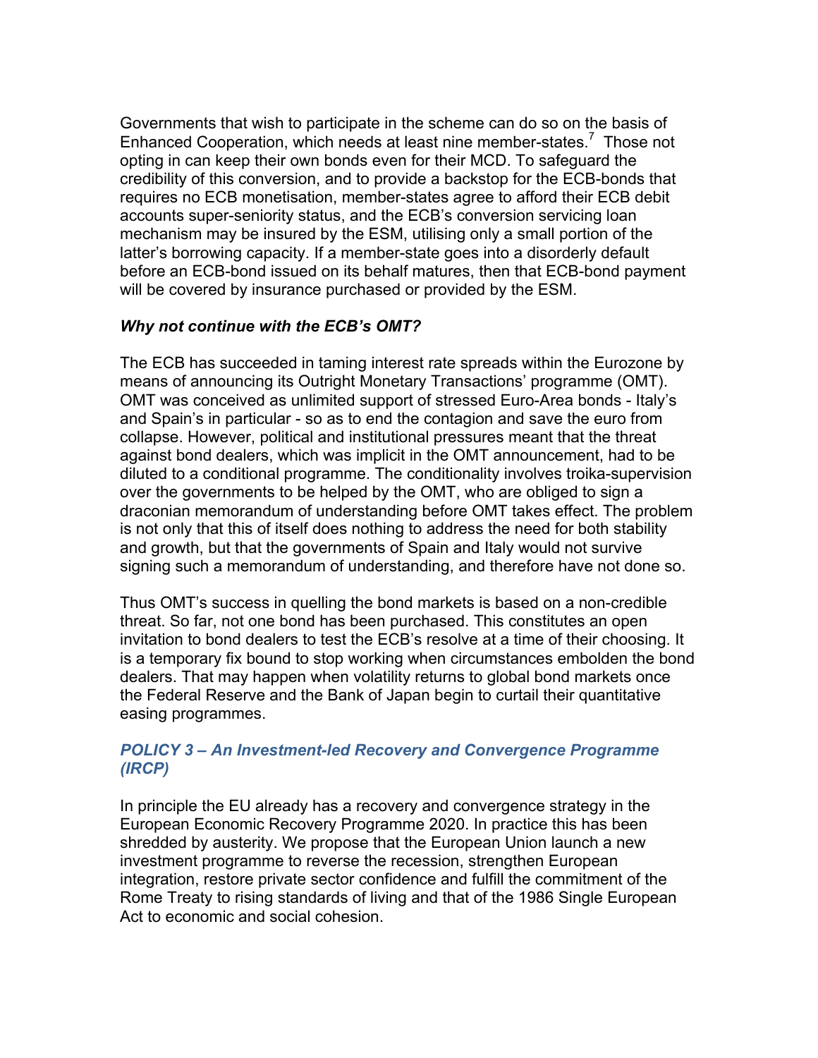Governments that wish to participate in the scheme can do so on the basis of Enhanced Cooperation, which needs at least nine member-states.[7] Those not opting in can keep their own bonds even for their MCD. To safeguard the credibility of this conversion, and to provide a backstop for the ECB-bonds that requires no ECB monetisation, member-states agree to afford their ECB debit accounts super-seniority status, and the ECB's conversion servicing loan mechanism may be insured by the ESM, utilising only a small portion of the latter's borrowing capacity. If a member-state goes into a disorderly default before an ECB-bond issued on its behalf matures, then that ECB-bond payment will be covered by insurance purchased or provided by the ESM.

***Why not continue with the ECB's OMT?***

The ECB has succeeded in taming interest rate spreads within the Eurozone by means of announcing its Outright Monetary Transactions' programme (OMT). OMT was conceived as unlimited support of stressed Euro-Area bonds - Italy's and Spain's in particular - so as to end the contagion and save the euro from collapse. However, political and institutional pressures meant that the threat against bond dealers, which was implicit in the OMT announcement, had to be diluted to a conditional programme. The conditionality involves troika-supervision over the governments to be helped by the OMT, who are obliged to sign a draconian memorandum of understanding before OMT takes effect. The problem is not only that this of itself does nothing to address the need for both stability and growth, but that the governments of Spain and Italy would not survive signing such a memorandum of understanding, and therefore have not done so.

Thus OMT's success in quelling the bond markets is based on a non-credible threat. So far, not one bond has been purchased. This constitutes an open invitation to bond dealers to test the ECB's resolve at a time of their choosing. It is a temporary fix bound to stop working when circumstances embolden the bond dealers. That may happen when volatility returns to global bond markets once the Federal Reserve and the Bank of Japan begin to curtail their quantitative easing programmes.

### *POLICY 3 – An Investment-led Recovery and Convergence Programme (IRCP)*

In principle the EU already has a recovery and convergence strategy in the European Economic Recovery Programme 2020. In practice this has been shredded by austerity. We propose that the European Union launch a new investment programme to reverse the recession, strengthen European integration, restore private sector confidence and fulfill the commitment of the Rome Treaty to rising standards of living and that of the 1986 Single European Act to economic and social cohesion.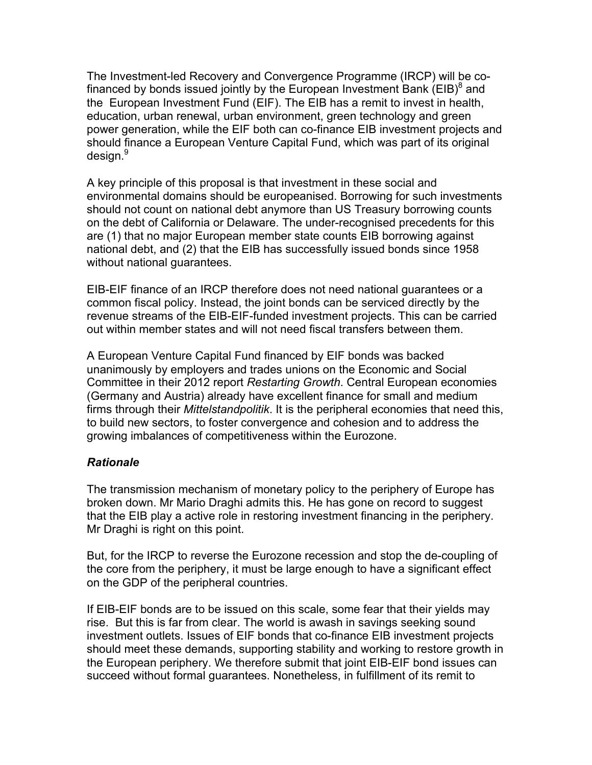The Investment-led Recovery and Convergence Programme (IRCP) will be co-financed by bonds issued jointly by the European Investment Bank (EIB)[8] and the European Investment Fund (EIF). The EIB has a remit to invest in health, education, urban renewal, urban environment, green technology and green power generation, while the EIF both can co-finance EIB investment projects and should finance a European Venture Capital Fund, which was part of its original design.[9]

A key principle of this proposal is that investment in these social and environmental domains should be europeanised. Borrowing for such investments should not count on national debt anymore than US Treasury borrowing counts on the debt of California or Delaware. The under-recognised precedents for this are (1) that no major European member state counts EIB borrowing against national debt, and (2) that the EIB has successfully issued bonds since 1958 without national guarantees.

EIB-EIF finance of an IRCP therefore does not need national guarantees or a common fiscal policy. Instead, the joint bonds can be serviced directly by the revenue streams of the EIB-EIF-funded investment projects. This can be carried out within member states and will not need fiscal transfers between them.

A European Venture Capital Fund financed by EIF bonds was backed unanimously by employers and trades unions on the Economic and Social Committee in their 2012 report *Restarting Growth*. Central European economies (Germany and Austria) already have excellent finance for small and medium firms through their *Mittelstandpolitik*. It is the peripheral economies that need this, to build new sectors, to foster convergence and cohesion and to address the growing imbalances of competitiveness within the Eurozone.

### *Rationale*

The transmission mechanism of monetary policy to the periphery of Europe has broken down. Mr Mario Draghi admits this. He has gone on record to suggest that the EIB play a active role in restoring investment financing in the periphery. Mr Draghi is right on this point.

But, for the IRCP to reverse the Eurozone recession and stop the de-coupling of the core from the periphery, it must be large enough to have a significant effect on the GDP of the peripheral countries.

If EIB-EIF bonds are to be issued on this scale, some fear that their yields may rise. But this is far from clear. The world is awash in savings seeking sound investment outlets. Issues of EIF bonds that co-finance EIB investment projects should meet these demands, supporting stability and working to restore growth in the European periphery. We therefore submit that joint EIB-EIF bond issues can succeed without formal guarantees. Nonetheless, in fulfillment of its remit to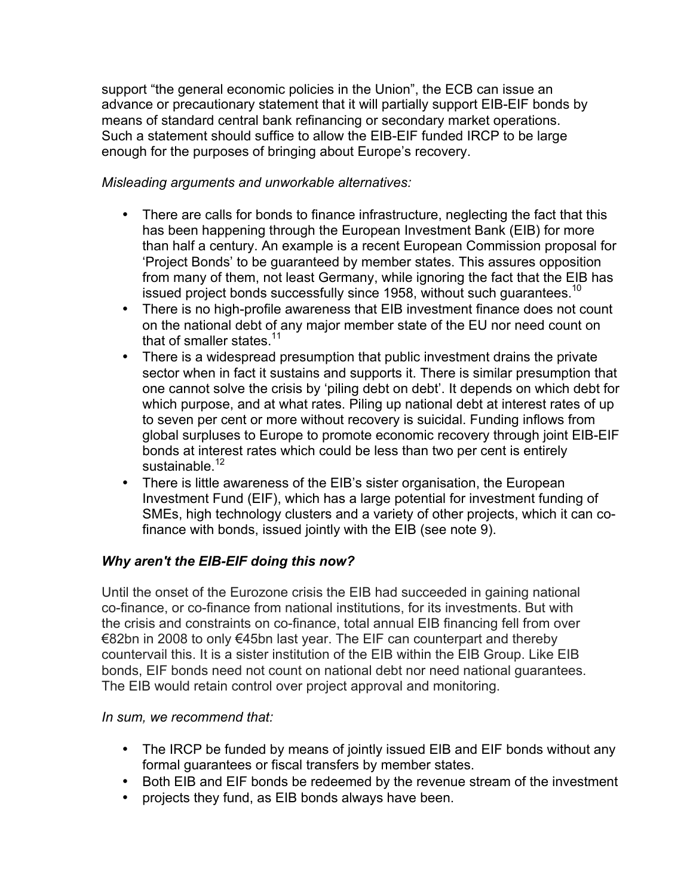support "the general economic policies in the Union", the ECB can issue an advance or precautionary statement that it will partially support EIB-EIF bonds by means of standard central bank refinancing or secondary market operations. Such a statement should suffice to allow the EIB-EIF funded IRCP to be large enough for the purposes of bringing about Europe's recovery.

*Misleading arguments and unworkable alternatives:*

- There are calls for bonds to finance infrastructure, neglecting the fact that this has been happening through the European Investment Bank (EIB) for more than half a century. An example is a recent European Commission proposal for 'Project Bonds' to be guaranteed by member states. This assures opposition from many of them, not least Germany, while ignoring the fact that the EIB has issued project bonds successfully since 1958, without such guarantees.[10]
- There is no high-profile awareness that EIB investment finance does not count on the national debt of any major member state of the EU nor need count on that of smaller states.[11]
- There is a widespread presumption that public investment drains the private sector when in fact it sustains and supports it. There is similar presumption that one cannot solve the crisis by 'piling debt on debt'. It depends on which debt for which purpose, and at what rates. Piling up national debt at interest rates of up to seven per cent or more without recovery is suicidal. Funding inflows from global surpluses to Europe to promote economic recovery through joint EIB-EIF bonds at interest rates which could be less than two per cent is entirely sustainable.[12]
- There is little awareness of the EIB's sister organisation, the European Investment Fund (EIF), which has a large potential for investment funding of SMEs, high technology clusters and a variety of other projects, which it can co-finance with bonds, issued jointly with the EIB (see note 9).

### *Why aren't the EIB-EIF doing this now?*

Until the onset of the Eurozone crisis the EIB had succeeded in gaining national co-finance, or co-finance from national institutions, for its investments. But with the crisis and constraints on co-finance, total annual EIB financing fell from over €82bn in 2008 to only €45bn last year. The EIF can counterpart and thereby countervail this. It is a sister institution of the EIB within the EIB Group. Like EIB bonds, EIF bonds need not count on national debt nor need national guarantees. The EIB would retain control over project approval and monitoring.

*In sum, we recommend that:*

- The IRCP be funded by means of jointly issued EIB and EIF bonds without any formal guarantees or fiscal transfers by member states.
- Both EIB and EIF bonds be redeemed by the revenue stream of the investment
- projects they fund, as EIB bonds always have been.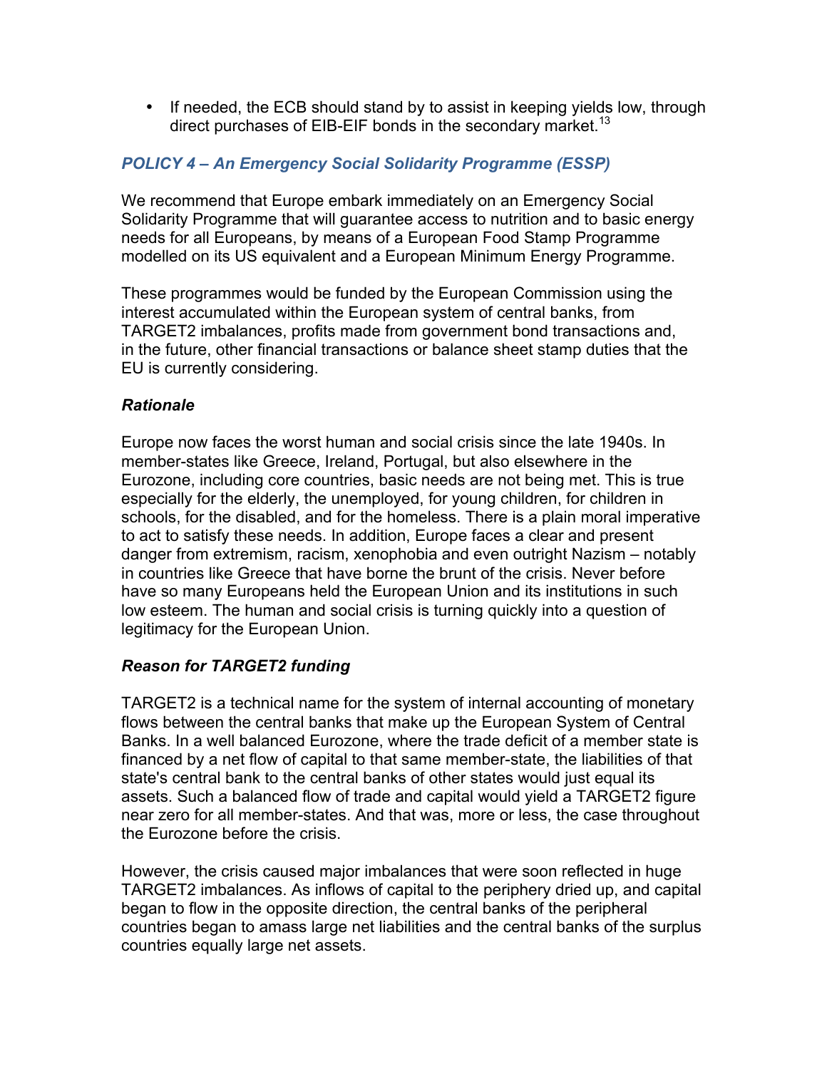- If needed, the ECB should stand by to assist in keeping yields low, through direct purchases of EIB-EIF bonds in the secondary market.[13]

### *POLICY 4 – An Emergency Social Solidarity Programme (ESSP)*

We recommend that Europe embark immediately on an Emergency Social Solidarity Programme that will guarantee access to nutrition and to basic energy needs for all Europeans, by means of a European Food Stamp Programme modelled on its US equivalent and a European Minimum Energy Programme.

These programmes would be funded by the European Commission using the interest accumulated within the European system of central banks, from TARGET2 imbalances, profits made from government bond transactions and, in the future, other financial transactions or balance sheet stamp duties that the EU is currently considering.

#### ***Rationale***

Europe now faces the worst human and social crisis since the late 1940s. In member-states like Greece, Ireland, Portugal, but also elsewhere in the Eurozone, including core countries, basic needs are not being met. This is true especially for the elderly, the unemployed, for young children, for children in schools, for the disabled, and for the homeless. There is a plain moral imperative to act to satisfy these needs. In addition, Europe faces a clear and present danger from extremism, racism, xenophobia and even outright Nazism – notably in countries like Greece that have borne the brunt of the crisis. Never before have so many Europeans held the European Union and its institutions in such low esteem. The human and social crisis is turning quickly into a question of legitimacy for the European Union.

#### ***Reason for TARGET2 funding***

TARGET2 is a technical name for the system of internal accounting of monetary flows between the central banks that make up the European System of Central Banks. In a well balanced Eurozone, where the trade deficit of a member state is financed by a net flow of capital to that same member-state, the liabilities of that state's central bank to the central banks of other states would just equal its assets. Such a balanced flow of trade and capital would yield a TARGET2 figure near zero for all member-states. And that was, more or less, the case throughout the Eurozone before the crisis.

However, the crisis caused major imbalances that were soon reflected in huge TARGET2 imbalances. As inflows of capital to the periphery dried up, and capital began to flow in the opposite direction, the central banks of the peripheral countries began to amass large net liabilities and the central banks of the surplus countries equally large net assets.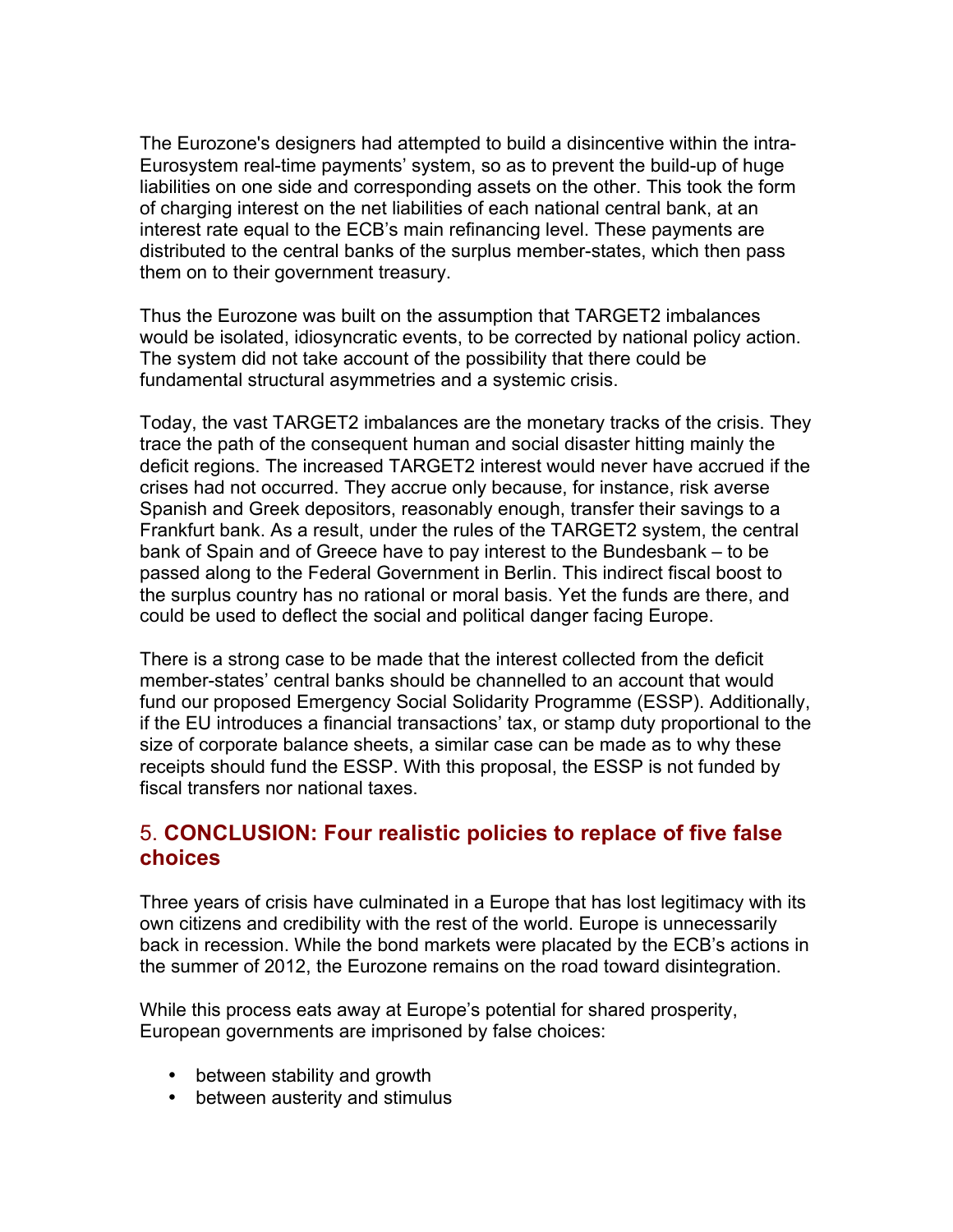The Eurozone's designers had attempted to build a disincentive within the intra-Eurosystem real-time payments' system, so as to prevent the build-up of huge liabilities on one side and corresponding assets on the other. This took the form of charging interest on the net liabilities of each national central bank, at an interest rate equal to the ECB's main refinancing level. These payments are distributed to the central banks of the surplus member-states, which then pass them on to their government treasury.

Thus the Eurozone was built on the assumption that TARGET2 imbalances would be isolated, idiosyncratic events, to be corrected by national policy action. The system did not take account of the possibility that there could be fundamental structural asymmetries and a systemic crisis.

Today, the vast TARGET2 imbalances are the monetary tracks of the crisis. They trace the path of the consequent human and social disaster hitting mainly the deficit regions. The increased TARGET2 interest would never have accrued if the crises had not occurred. They accrue only because, for instance, risk averse Spanish and Greek depositors, reasonably enough, transfer their savings to a Frankfurt bank. As a result, under the rules of the TARGET2 system, the central bank of Spain and of Greece have to pay interest to the Bundesbank – to be passed along to the Federal Government in Berlin. This indirect fiscal boost to the surplus country has no rational or moral basis. Yet the funds are there, and could be used to deflect the social and political danger facing Europe.

There is a strong case to be made that the interest collected from the deficit member-states' central banks should be channelled to an account that would fund our proposed Emergency Social Solidarity Programme (ESSP). Additionally, if the EU introduces a financial transactions' tax, or stamp duty proportional to the size of corporate balance sheets, a similar case can be made as to why these receipts should fund the ESSP. With this proposal, the ESSP is not funded by fiscal transfers nor national taxes.

## 5. **CONCLUSION: Four realistic policies to replace of five false choices**

Three years of crisis have culminated in a Europe that has lost legitimacy with its own citizens and credibility with the rest of the world. Europe is unnecessarily back in recession. While the bond markets were placated by the ECB's actions in the summer of 2012, the Eurozone remains on the road toward disintegration.

While this process eats away at Europe's potential for shared prosperity, European governments are imprisoned by false choices:

- between stability and growth
- between austerity and stimulus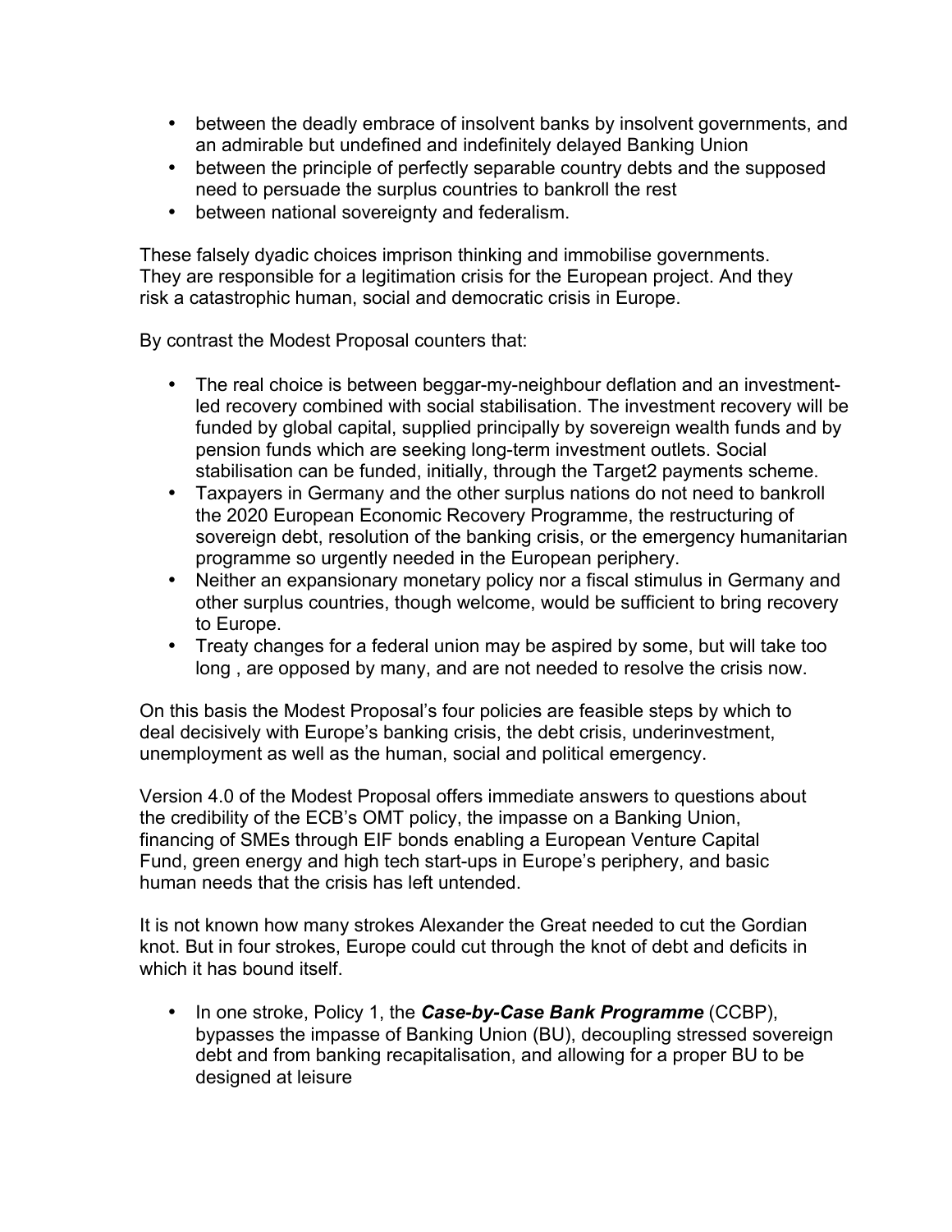- between the deadly embrace of insolvent banks by insolvent governments, and an admirable but undefined and indefinitely delayed Banking Union
- between the principle of perfectly separable country debts and the supposed need to persuade the surplus countries to bankroll the rest
- between national sovereignty and federalism.

These falsely dyadic choices imprison thinking and immobilise governments. They are responsible for a legitimation crisis for the European project. And they risk a catastrophic human, social and democratic crisis in Europe.

By contrast the Modest Proposal counters that:

- The real choice is between beggar-my-neighbour deflation and an investment-led recovery combined with social stabilisation. The investment recovery will be funded by global capital, supplied principally by sovereign wealth funds and by pension funds which are seeking long-term investment outlets. Social stabilisation can be funded, initially, through the Target2 payments scheme.
- Taxpayers in Germany and the other surplus nations do not need to bankroll the 2020 European Economic Recovery Programme, the restructuring of sovereign debt, resolution of the banking crisis, or the emergency humanitarian programme so urgently needed in the European periphery.
- Neither an expansionary monetary policy nor a fiscal stimulus in Germany and other surplus countries, though welcome, would be sufficient to bring recovery to Europe.
- Treaty changes for a federal union may be aspired by some, but will take too long , are opposed by many, and are not needed to resolve the crisis now.

On this basis the Modest Proposal's four policies are feasible steps by which to deal decisively with Europe's banking crisis, the debt crisis, underinvestment, unemployment as well as the human, social and political emergency.

Version 4.0 of the Modest Proposal offers immediate answers to questions about the credibility of the ECB's OMT policy, the impasse on a Banking Union, financing of SMEs through EIF bonds enabling a European Venture Capital Fund, green energy and high tech start-ups in Europe's periphery, and basic human needs that the crisis has left untended.

It is not known how many strokes Alexander the Great needed to cut the Gordian knot. But in four strokes, Europe could cut through the knot of debt and deficits in which it has bound itself.

- In one stroke, Policy 1, the ***Case-by-Case Bank Programme*** (CCBP), bypasses the impasse of Banking Union (BU), decoupling stressed sovereign debt and from banking recapitalisation, and allowing for a proper BU to be designed at leisure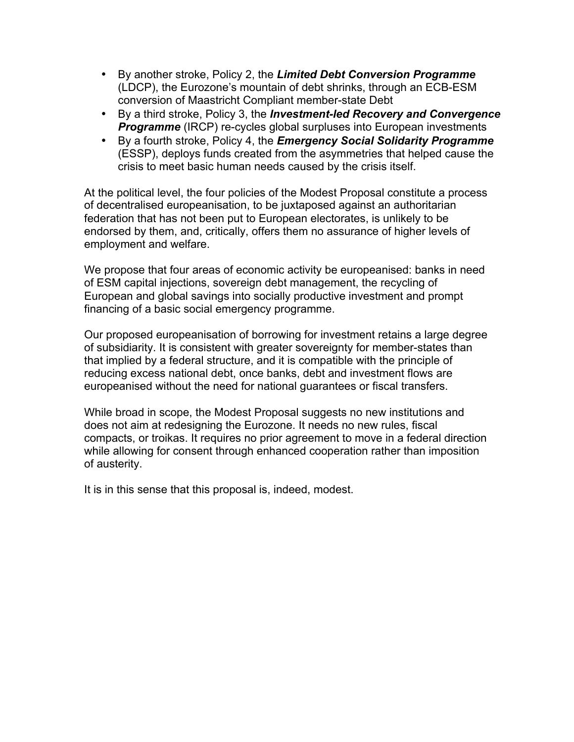- By another stroke, Policy 2, the ***Limited Debt Conversion Programme*** (LDCP), the Eurozone's mountain of debt shrinks, through an ECB-ESM conversion of Maastricht Compliant member-state Debt
- By a third stroke, Policy 3, the ***Investment-led Recovery and Convergence Programme*** (IRCP) re-cycles global surpluses into European investments
- By a fourth stroke, Policy 4, the ***Emergency Social Solidarity Programme*** (ESSP), deploys funds created from the asymmetries that helped cause the crisis to meet basic human needs caused by the crisis itself.

At the political level, the four policies of the Modest Proposal constitute a process of decentralised europeanisation, to be juxtaposed against an authoritarian federation that has not been put to European electorates, is unlikely to be endorsed by them, and, critically, offers them no assurance of higher levels of employment and welfare.

We propose that four areas of economic activity be europeanised: banks in need of ESM capital injections, sovereign debt management, the recycling of European and global savings into socially productive investment and prompt financing of a basic social emergency programme.

Our proposed europeanisation of borrowing for investment retains a large degree of subsidiarity. It is consistent with greater sovereignty for member-states than that implied by a federal structure, and it is compatible with the principle of reducing excess national debt, once banks, debt and investment flows are europeanised without the need for national guarantees or fiscal transfers.

While broad in scope, the Modest Proposal suggests no new institutions and does not aim at redesigning the Eurozone. It needs no new rules, fiscal compacts, or troikas. It requires no prior agreement to move in a federal direction while allowing for consent through enhanced cooperation rather than imposition of austerity.

It is in this sense that this proposal is, indeed, modest.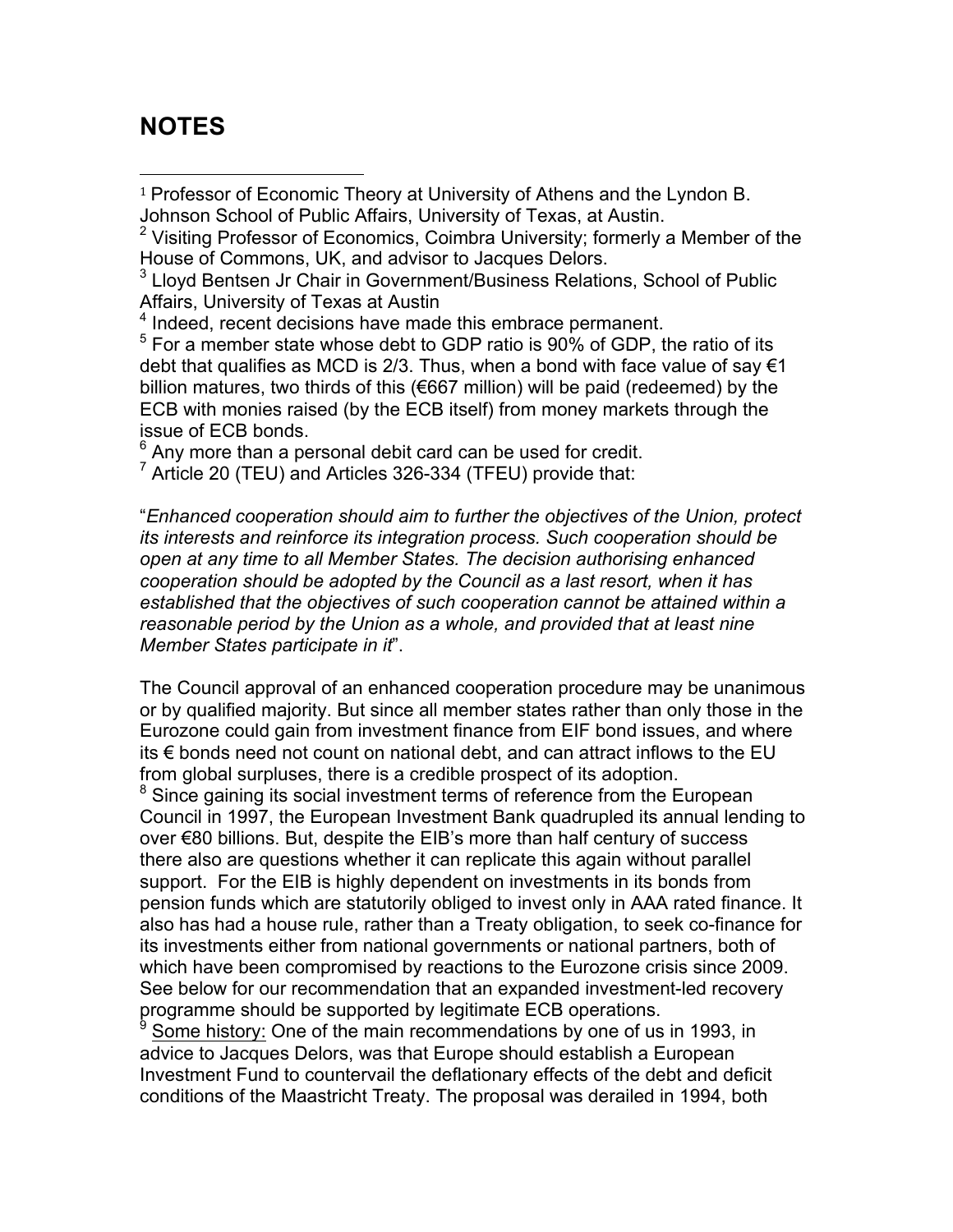## NOTES

[1] Professor of Economic Theory at University of Athens and the Lyndon B. Johnson School of Public Affairs, University of Texas, at Austin.

[2] Visiting Professor of Economics, Coimbra University; formerly a Member of the House of Commons, UK, and advisor to Jacques Delors.

[3] Lloyd Bentsen Jr Chair in Government/Business Relations, School of Public Affairs, University of Texas at Austin

[4] Indeed, recent decisions have made this embrace permanent.

[5] For a member state whose debt to GDP ratio is 90% of GDP, the ratio of its debt that qualifies as MCD is 2/3. Thus, when a bond with face value of say €1 billion matures, two thirds of this (€667 million) will be paid (redeemed) by the ECB with monies raised (by the ECB itself) from money markets through the issue of ECB bonds.

[6] Any more than a personal debit card can be used for credit.

[7] Article 20 (TEU) and Articles 326-334 (TFEU) provide that:

"*Enhanced cooperation should aim to further the objectives of the Union, protect its interests and reinforce its integration process. Such cooperation should be open at any time to all Member States. The decision authorising enhanced cooperation should be adopted by the Council as a last resort, when it has established that the objectives of such cooperation cannot be attained within a reasonable period by the Union as a whole, and provided that at least nine Member States participate in it*".

The Council approval of an enhanced cooperation procedure may be unanimous or by qualified majority. But since all member states rather than only those in the Eurozone could gain from investment finance from EIF bond issues, and where its € bonds need not count on national debt, and can attract inflows to the EU from global surpluses, there is a credible prospect of its adoption.

[8] Since gaining its social investment terms of reference from the European Council in 1997, the European Investment Bank quadrupled its annual lending to over €80 billions. But, despite the EIB's more than half century of success there also are questions whether it can replicate this again without parallel support. For the EIB is highly dependent on investments in its bonds from pension funds which are statutorily obliged to invest only in AAA rated finance. It also has had a house rule, rather than a Treaty obligation, to seek co-finance for its investments either from national governments or national partners, both of which have been compromised by reactions to the Eurozone crisis since 2009. See below for our recommendation that an expanded investment-led recovery programme should be supported by legitimate ECB operations.

[9] Some history: One of the main recommendations by one of us in 1993, in advice to Jacques Delors, was that Europe should establish a European Investment Fund to countervail the deflationary effects of the debt and deficit conditions of the Maastricht Treaty. The proposal was derailed in 1994, both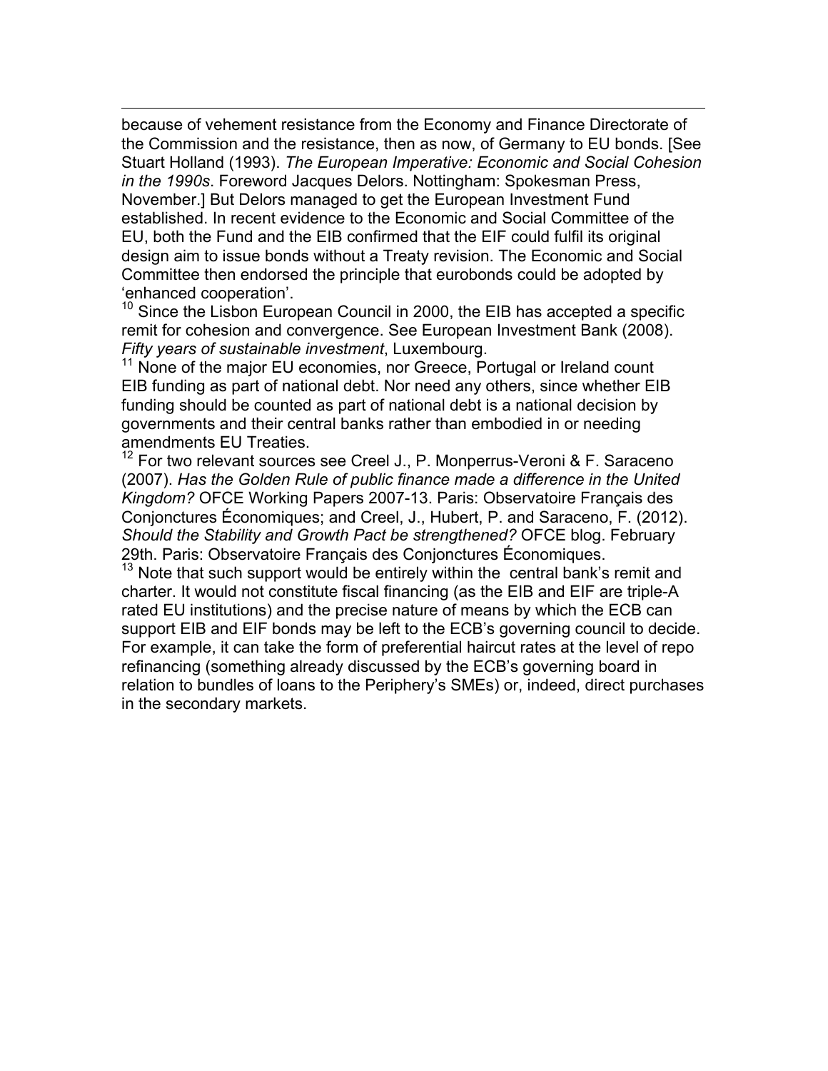because of vehement resistance from the Economy and Finance Directorate of the Commission and the resistance, then as now, of Germany to EU bonds. [See Stuart Holland (1993). *The European Imperative: Economic and Social Cohesion in the 1990s*. Foreword Jacques Delors. Nottingham: Spokesman Press, November.] But Delors managed to get the European Investment Fund established. In recent evidence to the Economic and Social Committee of the EU, both the Fund and the EIB confirmed that the EIF could fulfil its original design aim to issue bonds without a Treaty revision. The Economic and Social Committee then endorsed the principle that eurobonds could be adopted by 'enhanced cooperation'.

[10] Since the Lisbon European Council in 2000, the EIB has accepted a specific remit for cohesion and convergence. See European Investment Bank (2008). *Fifty years of sustainable investment*, Luxembourg.

[11] None of the major EU economies, nor Greece, Portugal or Ireland count EIB funding as part of national debt. Nor need any others, since whether EIB funding should be counted as part of national debt is a national decision by governments and their central banks rather than embodied in or needing amendments EU Treaties.

[12] For two relevant sources see Creel J., P. Monperrus-Veroni & F. Saraceno (2007). *Has the Golden Rule of public finance made a difference in the United Kingdom?* OFCE Working Papers 2007-13. Paris: Observatoire Français des Conjonctures Économiques; and Creel, J., Hubert, P. and Saraceno, F. (2012). *Should the Stability and Growth Pact be strengthened?* OFCE blog. February 29th. Paris: Observatoire Français des Conjonctures Économiques.

[13] Note that such support would be entirely within the central bank's remit and charter. It would not constitute fiscal financing (as the EIB and EIF are triple-A rated EU institutions) and the precise nature of means by which the ECB can support EIB and EIF bonds may be left to the ECB's governing council to decide. For example, it can take the form of preferential haircut rates at the level of repo refinancing (something already discussed by the ECB's governing board in relation to bundles of loans to the Periphery's SMEs) or, indeed, direct purchases in the secondary markets.